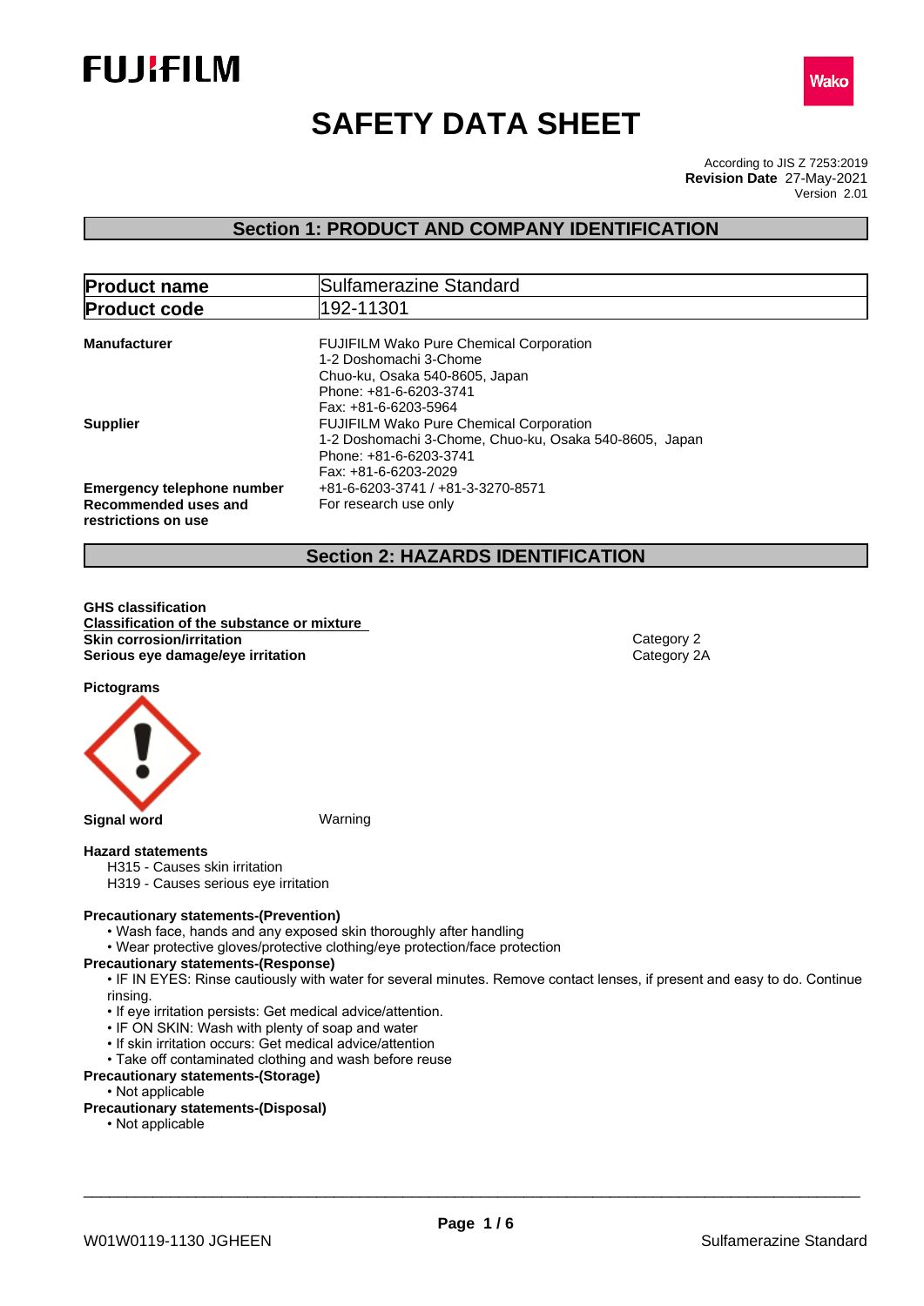FUJIFILM

Wako

# SAFETY DATA SHEET

According to JIS Z 7253:2019
**Revision Date** 27-May-2021
Version 2.01

## Section 1: PRODUCT AND COMPANY IDENTIFICATION

| **Product name** | Sulfamerazine Standard |
|---|---|
| **Product code** | 192-11301 |

**Manufacturer**
FUJIFILM Wako Pure Chemical Corporation
1-2 Doshomachi 3-Chome
Chuo-ku, Osaka 540-8605, Japan
Phone: +81-6-6203-3741
Fax: +81-6-6203-5964

**Supplier**
FUJIFILM Wako Pure Chemical Corporation
1-2 Doshomachi 3-Chome, Chuo-ku, Osaka 540-8605, Japan
Phone: +81-6-6203-3741
Fax: +81-6-6203-2029

**Emergency telephone number** +81-6-6203-3741 / +81-3-3270-8571

**Recommended uses and restrictions on use** For research use only

## Section 2: HAZARDS IDENTIFICATION

**GHS classification**

**Classification of the substance or mixture**

| | |
|---|---|
| **Skin corrosion/irritation** | Category 2 |
| **Serious eye damage/eye irritation** | Category 2A |

**Pictograms**

**Signal word** Warning

**Hazard statements**

H315 - Causes skin irritation
H319 - Causes serious eye irritation

**Precautionary statements-(Prevention)**

- Wash face, hands and any exposed skin thoroughly after handling
- Wear protective gloves/protective clothing/eye protection/face protection

**Precautionary statements-(Response)**

- IF IN EYES: Rinse cautiously with water for several minutes. Remove contact lenses, if present and easy to do. Continue rinsing.
- If eye irritation persists: Get medical advice/attention.
- IF ON SKIN: Wash with plenty of soap and water
- If skin irritation occurs: Get medical advice/attention
- Take off contaminated clothing and wash before reuse

**Precautionary statements-(Storage)**

- Not applicable

**Precautionary statements-(Disposal)**

- Not applicable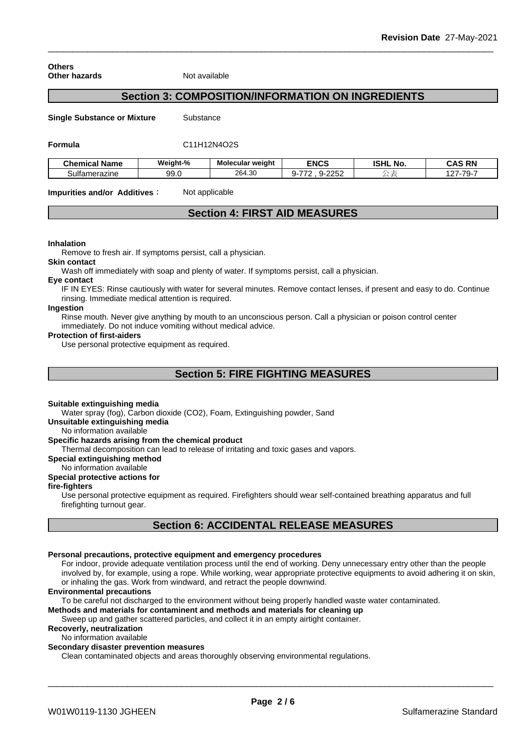**Others**

**Other hazards** Not available

## Section 3: COMPOSITION/INFORMATION ON INGREDIENTS

**Single Substance or Mixture** Substance

**Formula** C11H12N4O2S

| Chemical Name | Weight-% | Molecular weight | ENCS | ISHL No. | CAS RN |
|---|---|---|---|---|---|
| Sulfamerazine | 99.0 | 264.30 | 9-772 , 9-2252 | 公表 | 127-79-7 |

**Impurities and/or Additives**： Not applicable

## Section 4: FIRST AID MEASURES

**Inhalation**

Remove to fresh air. If symptoms persist, call a physician.

**Skin contact**

Wash off immediately with soap and plenty of water. If symptoms persist, call a physician.

**Eye contact**

IF IN EYES: Rinse cautiously with water for several minutes. Remove contact lenses, if present and easy to do. Continue rinsing. Immediate medical attention is required.

**Ingestion**

Rinse mouth. Never give anything by mouth to an unconscious person. Call a physician or poison control center immediately. Do not induce vomiting without medical advice.

**Protection of first-aiders**

Use personal protective equipment as required.

## Section 5: FIRE FIGHTING MEASURES

**Suitable extinguishing media**

Water spray (fog), Carbon dioxide (CO2), Foam, Extinguishing powder, Sand

**Unsuitable extinguishing media**

No information available

**Specific hazards arising from the chemical product**

Thermal decomposition can lead to release of irritating and toxic gases and vapors.

**Special extinguishing method**

No information available

**Special protective actions for fire-fighters**

Use personal protective equipment as required. Firefighters should wear self-contained breathing apparatus and full firefighting turnout gear.

## Section 6: ACCIDENTAL RELEASE MEASURES

**Personal precautions, protective equipment and emergency procedures**

For indoor, provide adequate ventilation process until the end of working. Deny unnecessary entry other than the people involved by, for example, using a rope. While working, wear appropriate protective equipments to avoid adhering it on skin, or inhaling the gas. Work from windward, and retract the people downwind.

**Environmental precautions**

To be careful not discharged to the environment without being properly handled waste water contaminated.

**Methods and materials for contaminent and methods and materials for cleaning up**

Sweep up and gather scattered particles, and collect it in an empty airtight container.

**Recoverly, neutralization**

No information available

**Secondary disaster prevention measures**

Clean contaminated objects and areas thoroughly observing environmental regulations.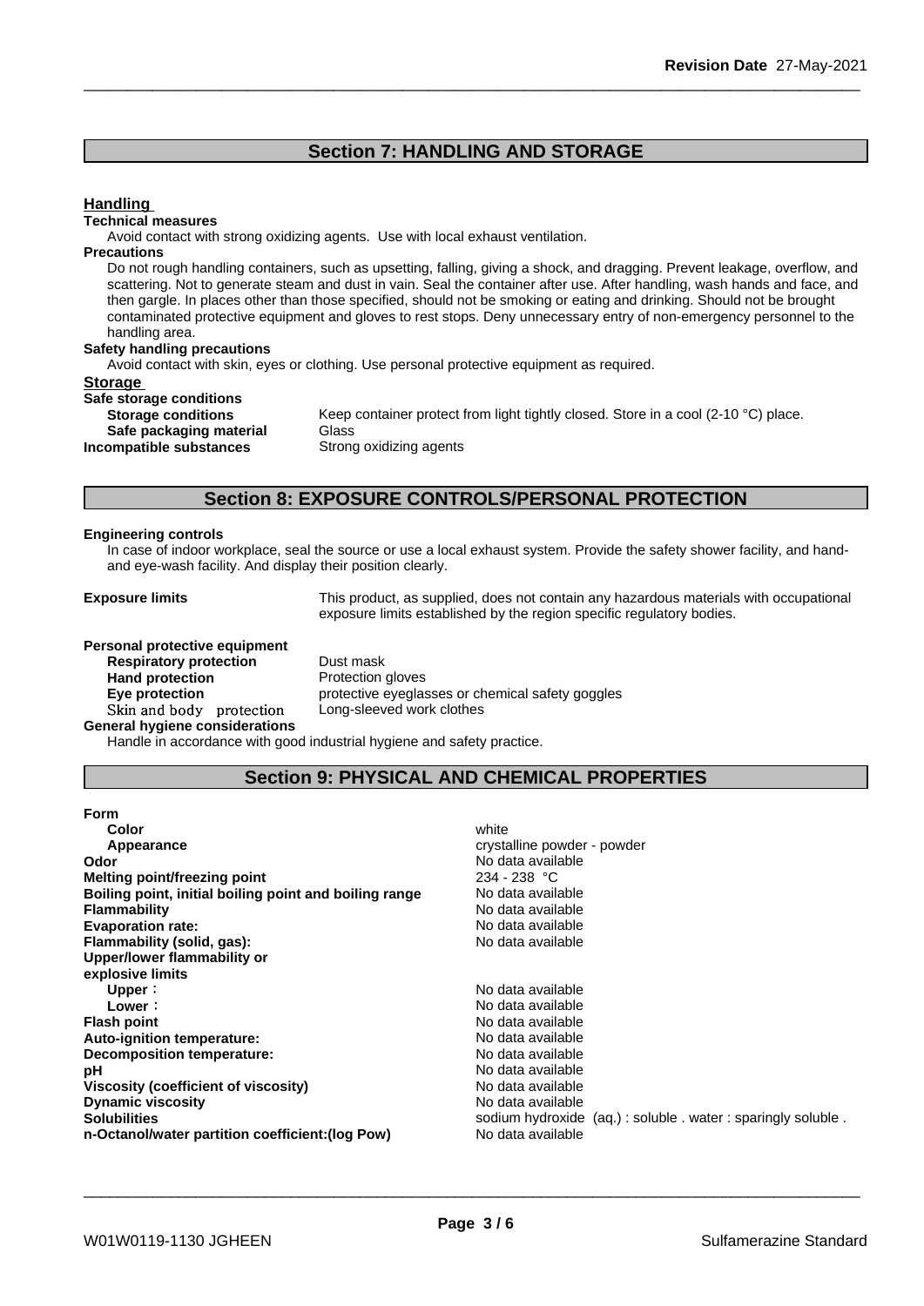## Section 7: HANDLING AND STORAGE

### Handling

**Technical measures**

Avoid contact with strong oxidizing agents. Use with local exhaust ventilation.

**Precautions**

Do not rough handling containers, such as upsetting, falling, giving a shock, and dragging. Prevent leakage, overflow, and scattering. Not to generate steam and dust in vain. Seal the container after use. After handling, wash hands and face, and then gargle. In places other than those specified, should not be smoking or eating and drinking. Should not be brought contaminated protective equipment and gloves to rest stops. Deny unnecessary entry of non-emergency personnel to the handling area.

**Safety handling precautions**

Avoid contact with skin, eyes or clothing. Use personal protective equipment as required.

### Storage

**Safe storage conditions**

| | |
|---|---|
| **Storage conditions** | Keep container protect from light tightly closed. Store in a cool (2-10 °C) place. |
| **Safe packaging material** | Glass |
| **Incompatible substances** | Strong oxidizing agents |

## Section 8: EXPOSURE CONTROLS/PERSONAL PROTECTION

**Engineering controls**

In case of indoor workplace, seal the source or use a local exhaust system. Provide the safety shower facility, and hand-and eye-wash facility. And display their position clearly.

**Exposure limits** This product, as supplied, does not contain any hazardous materials with occupational exposure limits established by the region specific regulatory bodies.

**Personal protective equipment**

| | |
|---|---|
| **Respiratory protection** | Dust mask |
| **Hand protection** | Protection gloves |
| **Eye protection** | protective eyeglasses or chemical safety goggles |
| Skin and body protection | Long-sleeved work clothes |

**General hygiene considerations**

Handle in accordance with good industrial hygiene and safety practice.

## Section 9: PHYSICAL AND CHEMICAL PROPERTIES

| | |
|---|---|
| **Form** | |
| **Color** | white |
| **Appearance** | crystalline powder - powder |
| **Odor** | No data available |
| **Melting point/freezing point** | 234 - 238 °C |
| **Boiling point, initial boiling point and boiling range** | No data available |
| **Flammability** | No data available |
| **Evaporation rate:** | No data available |
| **Flammability (solid, gas):** | No data available |
| **Upper/lower flammability or explosive limits** | |
| **Upper：** | No data available |
| **Lower：** | No data available |
| **Flash point** | No data available |
| **Auto-ignition temperature:** | No data available |
| **Decomposition temperature:** | No data available |
| **pH** | No data available |
| **Viscosity (coefficient of viscosity)** | No data available |
| **Dynamic viscosity** | No data available |
| **Solubilities** | sodium hydroxide (aq.) : soluble . water : sparingly soluble . |
| **n-Octanol/water partition coefficient:(log Pow)** | No data available |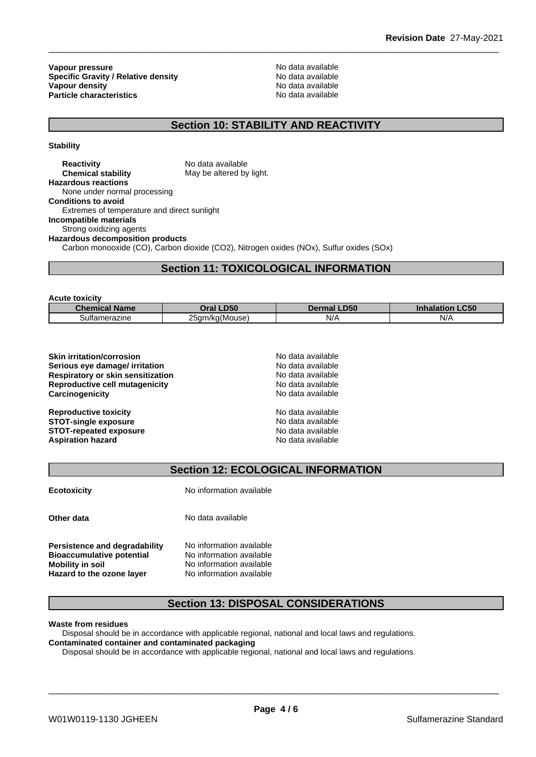**Vapour pressure** No data available
**Specific Gravity / Relative density** No data available
**Vapour density** No data available
**Particle characteristics** No data available

## Section 10: STABILITY AND REACTIVITY

**Stability**

**Reactivity** No data available
**Chemical stability** May be altered by light.

**Hazardous reactions**
None under normal processing

**Conditions to avoid**
Extremes of temperature and direct sunlight

**Incompatible materials**
Strong oxidizing agents

**Hazardous decomposition products**
Carbon monooxide (CO), Carbon dioxide (CO2), Nitrogen oxides (NOx), Sulfur oxides (SOx)

## Section 11: TOXICOLOGICAL INFORMATION

**Acute toxicity**

| Chemical Name | Oral LD50 | Dermal LD50 | Inhalation LC50 |
|---|---|---|---|
| Sulfamerazine | 25gm/kg(Mouse) | N/A | N/A |

**Skin irritation/corrosion** No data available
**Serious eye damage/ irritation** No data available
**Respiratory or skin sensitization** No data available
**Reproductive cell mutagenicity** No data available
**Carcinogenicity** No data available

**Reproductive toxicity** No data available
**STOT-single exposure** No data available
**STOT-repeated exposure** No data available
**Aspiration hazard** No data available

## Section 12: ECOLOGICAL INFORMATION

**Ecotoxicity** No information available

**Other data** No data available

**Persistence and degradability** No information available
**Bioaccumulative potential** No information available
**Mobility in soil** No information available
**Hazard to the ozone layer** No information available

## Section 13: DISPOSAL CONSIDERATIONS

**Waste from residues**
Disposal should be in accordance with applicable regional, national and local laws and regulations.

**Contaminated container and contaminated packaging**
Disposal should be in accordance with applicable regional, national and local laws and regulations.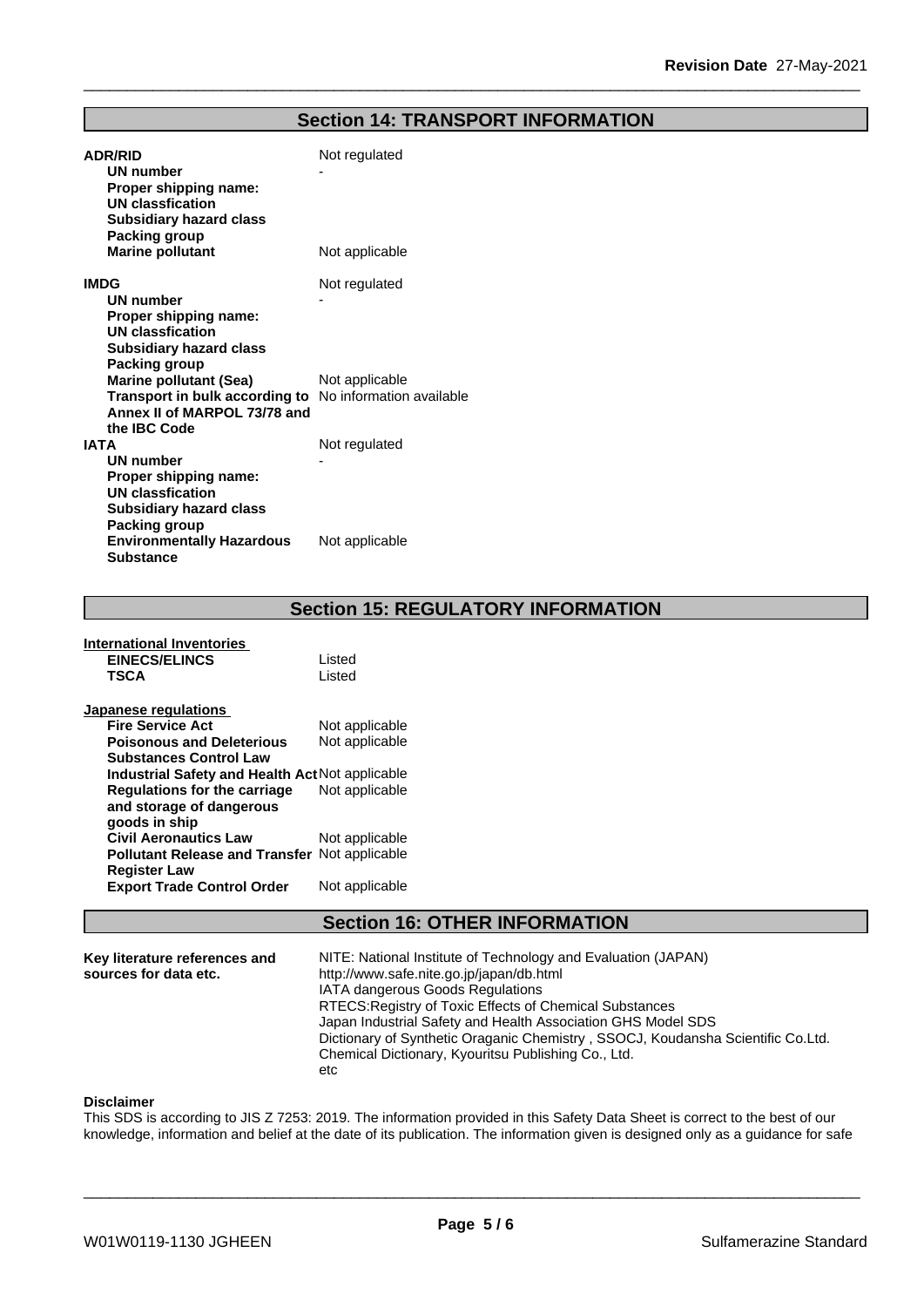## Section 14: TRANSPORT INFORMATION

| | |
|---|---|
| **ADR/RID** | Not regulated |
| **UN number** | - |
| **Proper shipping name:** | |
| **UN classfication** | |
| **Subsidiary hazard class** | |
| **Packing group** | |
| **Marine pollutant** | Not applicable |
| **IMDG** | Not regulated |
| **UN number** | - |
| **Proper shipping name:** | |
| **UN classfication** | |
| **Subsidiary hazard class** | |
| **Packing group** | |
| **Marine pollutant (Sea)** | Not applicable |
| **Transport in bulk according to Annex II of MARPOL 73/78 and the IBC Code** | No information available |
| **IATA** | Not regulated |
| **UN number** | - |
| **Proper shipping name:** | |
| **UN classfication** | |
| **Subsidiary hazard class** | |
| **Packing group** | |
| **Environmentally Hazardous Substance** | Not applicable |

## Section 15: REGULATORY INFORMATION

**International Inventories**

| | |
|---|---|
| **EINECS/ELINCS** | Listed |
| **TSCA** | Listed |

**Japanese regulations**

| | |
|---|---|
| **Fire Service Act** | Not applicable |
| **Poisonous and Deleterious Substances Control Law** | Not applicable |
| **Industrial Safety and Health Act** | Not applicable |
| **Regulations for the carriage and storage of dangerous goods in ship** | Not applicable |
| **Civil Aeronautics Law** | Not applicable |
| **Pollutant Release and Transfer Register Law** | Not applicable |
| **Export Trade Control Order** | Not applicable |

## Section 16: OTHER INFORMATION

**Key literature references and sources for data etc.**

NITE: National Institute of Technology and Evaluation (JAPAN)
http://www.safe.nite.go.jp/japan/db.html
IATA dangerous Goods Regulations
RTECS:Registry of Toxic Effects of Chemical Substances
Japan Industrial Safety and Health Association GHS Model SDS
Dictionary of Synthetic Oraganic Chemistry , SSOCJ, Koudansha Scientific Co.Ltd.
Chemical Dictionary, Kyouritsu Publishing Co., Ltd.
etc

**Disclaimer**

This SDS is according to JIS Z 7253: 2019. The information provided in this Safety Data Sheet is correct to the best of our knowledge, information and belief at the date of its publication. The information given is designed only as a guidance for safe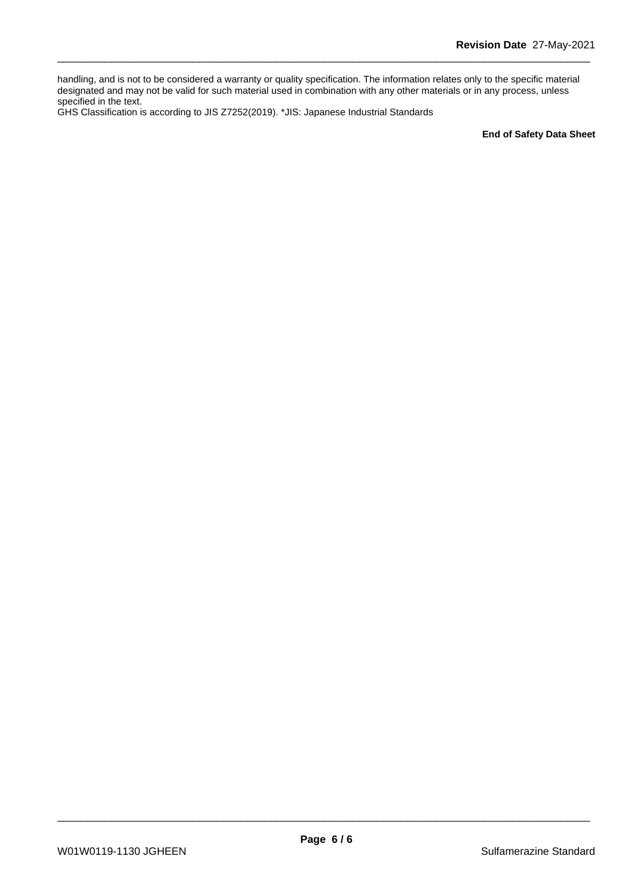handling, and is not to be considered a warranty or quality specification. The information relates only to the specific material designated and may not be valid for such material used in combination with any other materials or in any process, unless specified in the text.
GHS Classification is according to JIS Z7252(2019). *JIS: Japanese Industrial Standards

**End of Safety Data Sheet**